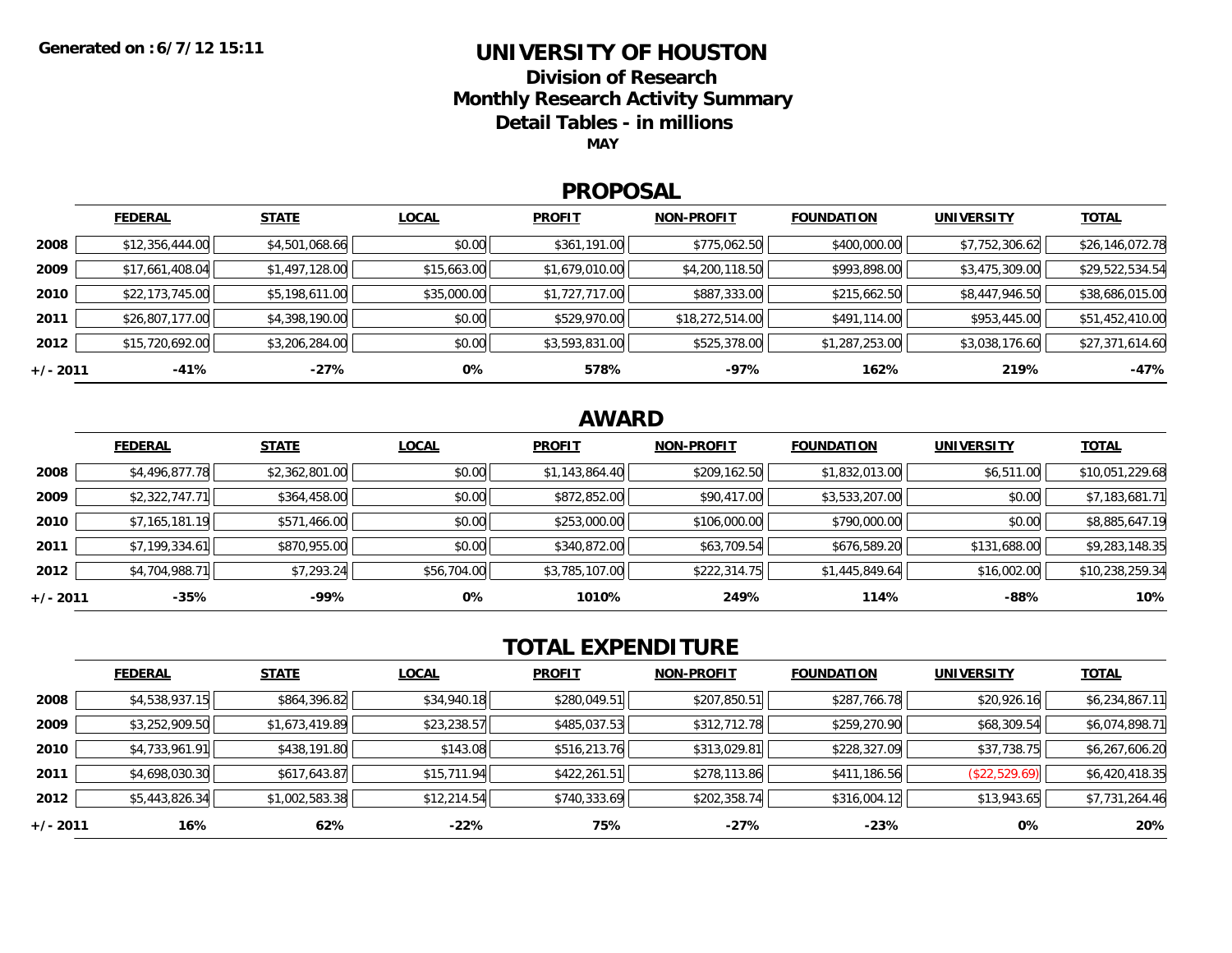Generated on : 6/7/12 15:11

# UNIVERSITY OF HOUSTON

## Division of Research

## Monthly Research Activity Summary

## Detail Tables - in millions

**MAY**

## PROPOSAL

| | FEDERAL | STATE | LOCAL | PROFIT | NON-PROFIT | FOUNDATION | UNIVERSITY | TOTAL |
|---|---|---|---|---|---|---|---|---|
| 2008 | $12,356,444.00 | $4,501,068.66 | $0.00 | $361,191.00 | $775,062.50 | $400,000.00 | $7,752,306.62 | $26,146,072.78 |
| 2009 | $17,661,408.04 | $1,497,128.00 | $15,663.00 | $1,679,010.00 | $4,200,118.50 | $993,898.00 | $3,475,309.00 | $29,522,534.54 |
| 2010 | $22,173,745.00 | $5,198,611.00 | $35,000.00 | $1,727,717.00 | $887,333.00 | $215,662.50 | $8,447,946.50 | $38,686,015.00 |
| 2011 | $26,807,177.00 | $4,398,190.00 | $0.00 | $529,970.00 | $18,272,514.00 | $491,114.00 | $953,445.00 | $51,452,410.00 |
| 2012 | $15,720,692.00 | $3,206,284.00 | $0.00 | $3,593,831.00 | $525,378.00 | $1,287,253.00 | $3,038,176.60 | $27,371,614.60 |
| +/- 2011 | -41% | -27% | 0% | 578% | -97% | 162% | 219% | -47% |

## AWARD

| | FEDERAL | STATE | LOCAL | PROFIT | NON-PROFIT | FOUNDATION | UNIVERSITY | TOTAL |
|---|---|---|---|---|---|---|---|---|
| 2008 | $4,496,877.78 | $2,362,801.00 | $0.00 | $1,143,864.40 | $209,162.50 | $1,832,013.00 | $6,511.00 | $10,051,229.68 |
| 2009 | $2,322,747.71 | $364,458.00 | $0.00 | $872,852.00 | $90,417.00 | $3,533,207.00 | $0.00 | $7,183,681.71 |
| 2010 | $7,165,181.19 | $571,466.00 | $0.00 | $253,000.00 | $106,000.00 | $790,000.00 | $0.00 | $8,885,647.19 |
| 2011 | $7,199,334.61 | $870,955.00 | $0.00 | $340,872.00 | $63,709.54 | $676,589.20 | $131,688.00 | $9,283,148.35 |
| 2012 | $4,704,988.71 | $7,293.24 | $56,704.00 | $3,785,107.00 | $222,314.75 | $1,445,849.64 | $16,002.00 | $10,238,259.34 |
| +/- 2011 | -35% | -99% | 0% | 1010% | 249% | 114% | -88% | 10% |

## TOTAL EXPENDITURE

| | FEDERAL | STATE | LOCAL | PROFIT | NON-PROFIT | FOUNDATION | UNIVERSITY | TOTAL |
|---|---|---|---|---|---|---|---|---|
| 2008 | $4,538,937.15 | $864,396.82 | $34,940.18 | $280,049.51 | $207,850.51 | $287,766.78 | $20,926.16 | $6,234,867.11 |
| 2009 | $3,252,909.50 | $1,673,419.89 | $23,238.57 | $485,037.53 | $312,712.78 | $259,270.90 | $68,309.54 | $6,074,898.71 |
| 2010 | $4,733,961.91 | $438,191.80 | $143.08 | $516,213.76 | $313,029.81 | $228,327.09 | $37,738.75 | $6,267,606.20 |
| 2011 | $4,698,030.30 | $617,643.87 | $15,711.94 | $422,261.51 | $278,113.86 | $411,186.56 | ($22,529.69) | $6,420,418.35 |
| 2012 | $5,443,826.34 | $1,002,583.38 | $12,214.54 | $740,333.69 | $202,358.74 | $316,004.12 | $13,943.65 | $7,731,264.46 |
| +/- 2011 | 16% | 62% | -22% | 75% | -27% | -23% | 0% | 20% |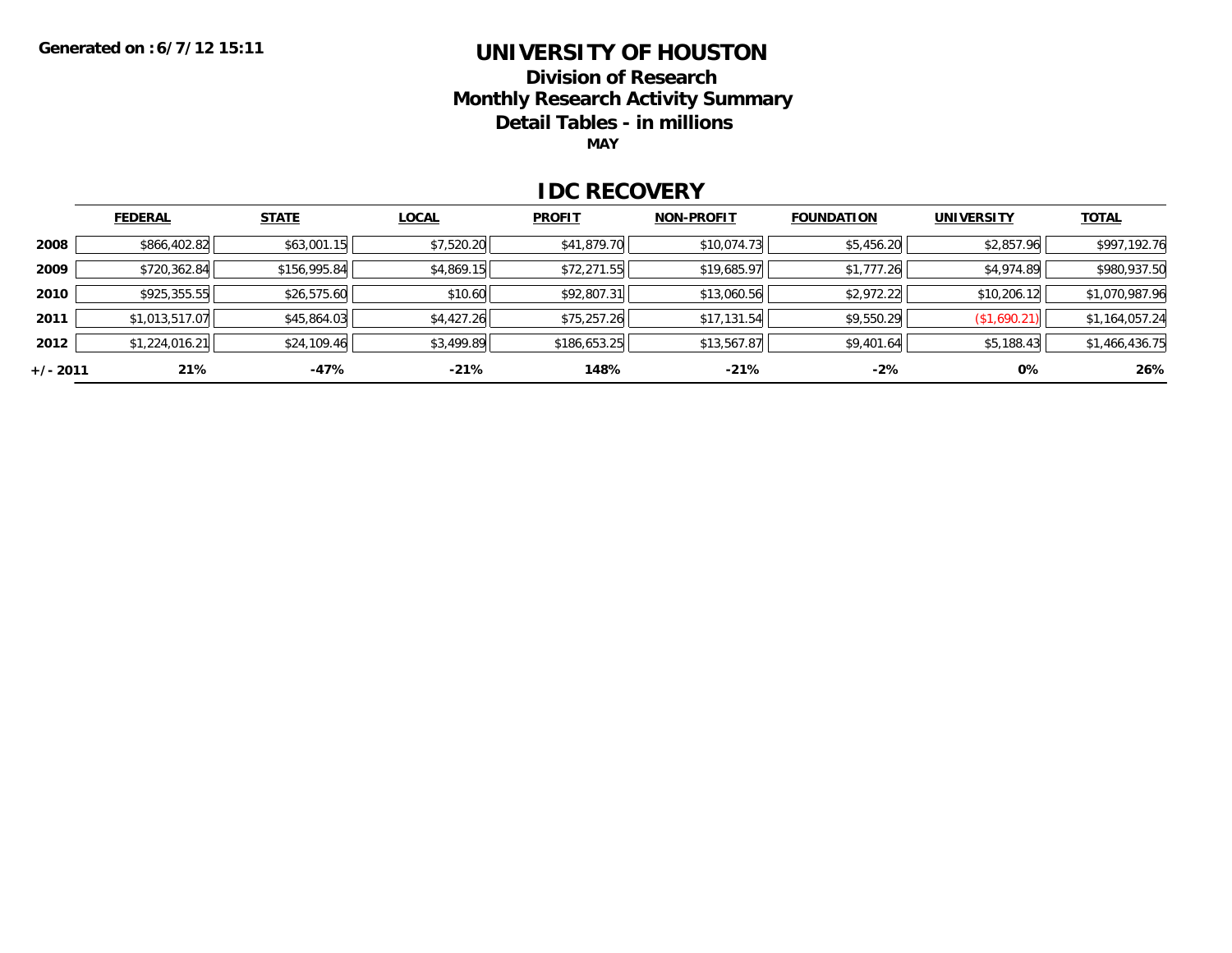Generated on :6/7/12 15:11

# UNIVERSITY OF HOUSTON

## Division of Research

## Monthly Research Activity Summary

## Detail Tables - in millions

**MAY**

### IDC RECOVERY

| | FEDERAL | STATE | LOCAL | PROFIT | NON-PROFIT | FOUNDATION | UNIVERSITY | TOTAL |
|---|---|---|---|---|---|---|---|---|
| **2008** | $866,402.82 | $63,001.15 | $7,520.20 | $41,879.70 | $10,074.73 | $5,456.20 | $2,857.96 | $997,192.76 |
| **2009** | $720,362.84 | $156,995.84 | $4,869.15 | $72,271.55 | $19,685.97 | $1,777.26 | $4,974.89 | $980,937.50 |
| **2010** | $925,355.55 | $26,575.60 | $10.60 | $92,807.31 | $13,060.56 | $2,972.22 | $10,206.12 | $1,070,987.96 |
| **2011** | $1,013,517.07 | $45,864.03 | $4,427.26 | $75,257.26 | $17,131.54 | $9,550.29 | ($1,690.21) | $1,164,057.24 |
| **2012** | $1,224,016.21 | $24,109.46 | $3,499.89 | $186,653.25 | $13,567.87 | $9,401.64 | $5,188.43 | $1,466,436.75 |
| **+/- 2011** | **21%** | **-47%** | **-21%** | **148%** | **-21%** | **-2%** | **0%** | **26%** |